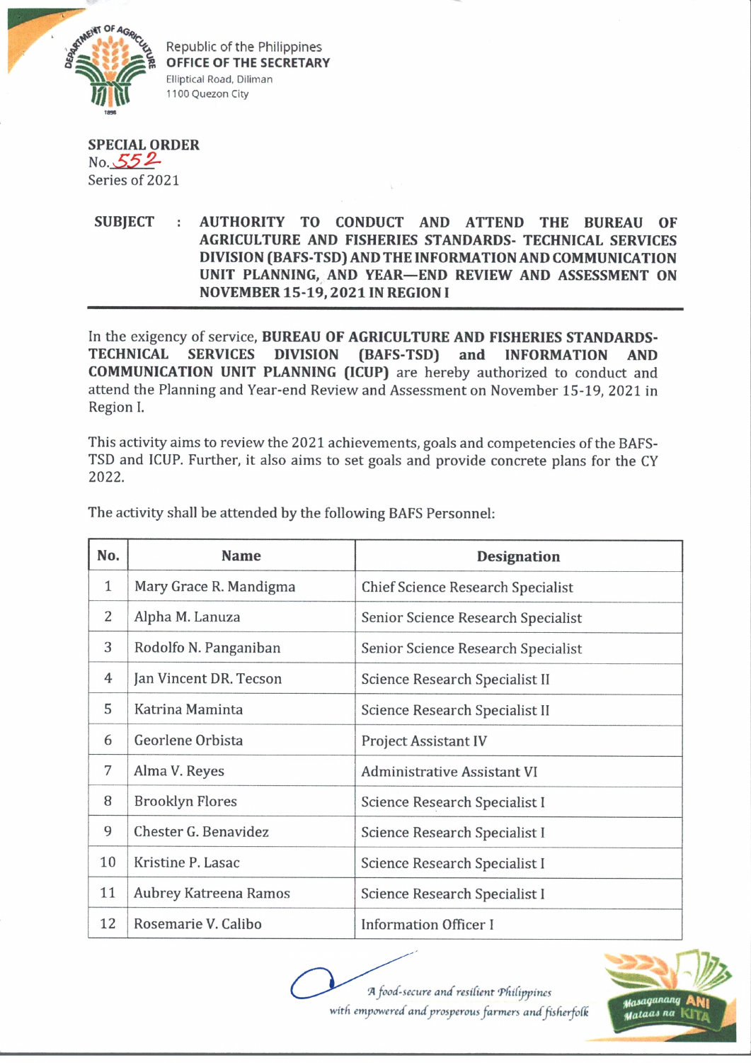Republic of the Philippines
**OFFICE OF THE SECRETARY**
Elliptical Road, Diliman
1100 Quezon City

**SPECIAL ORDER**
No. 552
Series of 2021

**SUBJECT : AUTHORITY TO CONDUCT AND ATTEND THE BUREAU OF AGRICULTURE AND FISHERIES STANDARDS- TECHNICAL SERVICES DIVISION (BAFS-TSD) AND THE INFORMATION AND COMMUNICATION UNIT PLANNING, AND YEAR—END REVIEW AND ASSESSMENT ON NOVEMBER 15-19, 2021 IN REGION I**

In the exigency of service, **BUREAU OF AGRICULTURE AND FISHERIES STANDARDS-TECHNICAL SERVICES DIVISION (BAFS-TSD) and INFORMATION AND COMMUNICATION UNIT PLANNING (ICUP)** are hereby authorized to conduct and attend the Planning and Year-end Review and Assessment on November 15-19, 2021 in Region I.

This activity aims to review the 2021 achievements, goals and competencies of the BAFS-TSD and ICUP. Further, it also aims to set goals and provide concrete plans for the CY 2022.

The activity shall be attended by the following BAFS Personnel:

| No. | Name | Designation |
|---|---|---|
| 1 | Mary Grace R. Mandigma | Chief Science Research Specialist |
| 2 | Alpha M. Lanuza | Senior Science Research Specialist |
| 3 | Rodolfo N. Panganiban | Senior Science Research Specialist |
| 4 | Jan Vincent DR. Tecson | Science Research Specialist II |
| 5 | Katrina Maminta | Science Research Specialist II |
| 6 | Georlene Orbista | Project Assistant IV |
| 7 | Alma V. Reyes | Administrative Assistant VI |
| 8 | Brooklyn Flores | Science Research Specialist I |
| 9 | Chester G. Benavidez | Science Research Specialist I |
| 10 | Kristine P. Lasac | Science Research Specialist I |
| 11 | Aubrey Katreena Ramos | Science Research Specialist I |
| 12 | Rosemarie V. Calibo | Information Officer I |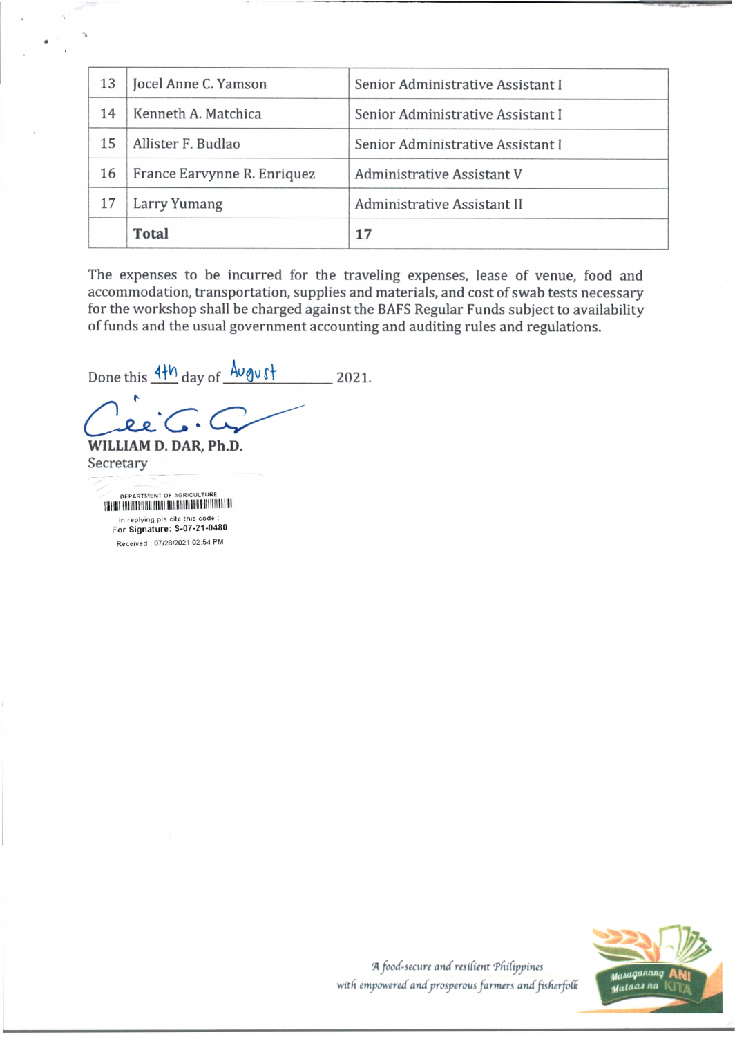| | | |
|---|---|---|
| 13 | Jocel Anne C. Yamson | Senior Administrative Assistant I |
| 14 | Kenneth A. Matchica | Senior Administrative Assistant I |
| 15 | Allister F. Budlao | Senior Administrative Assistant I |
| 16 | France Earvynne R. Enriquez | Administrative Assistant V |
| 17 | Larry Yumang | Administrative Assistant II |
| | **Total** | **17** |

The expenses to be incurred for the traveling expenses, lease of venue, food and accommodation, transportation, supplies and materials, and cost of swab tests necessary for the workshop shall be charged against the BAFS Regular Funds subject to availability of funds and the usual government accounting and auditing rules and regulations.

Done this 4th day of August 2021.

**WILLIAM D. DAR, Ph.D.**
Secretary

DEPARTMENT OF AGRICULTURE
in replying pls cite this code :
For Signature: S-07-21-0480
Received : 07/28/2021 02:54 PM

*A food-secure and resilient Philippines with empowered and prosperous farmers and fisherfolk*

Masaganang ANI Mataas na KITA